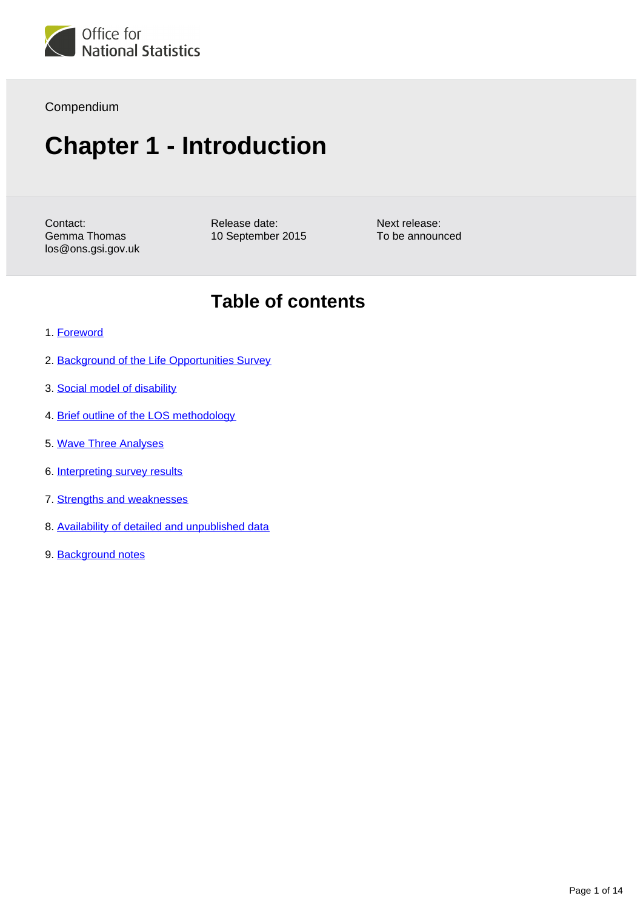Compendium

# Chapter 1 - Introduction

Contact:
Gemma Thomas
los@ons.gsi.gov.uk

Release date:
10 September 2015

Next release:
To be announced

## Table of contents

1. Foreword
2. Background of the Life Opportunities Survey
3. Social model of disability
4. Brief outline of the LOS methodology
5. Wave Three Analyses
6. Interpreting survey results
7. Strengths and weaknesses
8. Availability of detailed and unpublished data
9. Background notes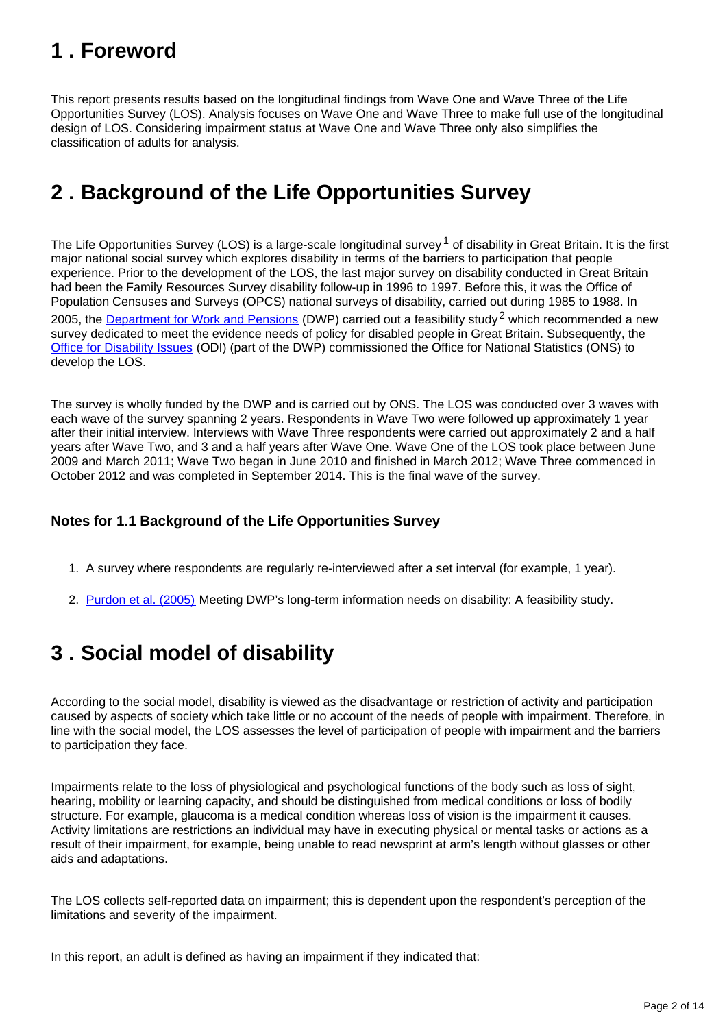## 1 . Foreword

This report presents results based on the longitudinal findings from Wave One and Wave Three of the Life Opportunities Survey (LOS). Analysis focuses on Wave One and Wave Three to make full use of the longitudinal design of LOS. Considering impairment status at Wave One and Wave Three only also simplifies the classification of adults for analysis.

## 2 . Background of the Life Opportunities Survey

The Life Opportunities Survey (LOS) is a large-scale longitudinal survey[1] of disability in Great Britain. It is the first major national social survey which explores disability in terms of the barriers to participation that people experience. Prior to the development of the LOS, the last major survey on disability conducted in Great Britain had been the Family Resources Survey disability follow-up in 1996 to 1997. Before this, it was the Office of Population Censuses and Surveys (OPCS) national surveys of disability, carried out during 1985 to 1988. In 2005, the [Department for Work and Pensions](#) (DWP) carried out a feasibility study[2] which recommended a new survey dedicated to meet the evidence needs of policy for disabled people in Great Britain. Subsequently, the [Office for Disability Issues](#) (ODI) (part of the DWP) commissioned the Office for National Statistics (ONS) to develop the LOS.

The survey is wholly funded by the DWP and is carried out by ONS. The LOS was conducted over 3 waves with each wave of the survey spanning 2 years. Respondents in Wave Two were followed up approximately 1 year after their initial interview. Interviews with Wave Three respondents were carried out approximately 2 and a half years after Wave Two, and 3 and a half years after Wave One. Wave One of the LOS took place between June 2009 and March 2011; Wave Two began in June 2010 and finished in March 2012; Wave Three commenced in October 2012 and was completed in September 2014. This is the final wave of the survey.

### Notes for 1.1 Background of the Life Opportunities Survey

1. A survey where respondents are regularly re-interviewed after a set interval (for example, 1 year).
2. [Purdon et al. (2005)](#) Meeting DWP's long-term information needs on disability: A feasibility study.

## 3 . Social model of disability

According to the social model, disability is viewed as the disadvantage or restriction of activity and participation caused by aspects of society which take little or no account of the needs of people with impairment. Therefore, in line with the social model, the LOS assesses the level of participation of people with impairment and the barriers to participation they face.

Impairments relate to the loss of physiological and psychological functions of the body such as loss of sight, hearing, mobility or learning capacity, and should be distinguished from medical conditions or loss of bodily structure. For example, glaucoma is a medical condition whereas loss of vision is the impairment it causes. Activity limitations are restrictions an individual may have in executing physical or mental tasks or actions as a result of their impairment, for example, being unable to read newsprint at arm's length without glasses or other aids and adaptations.

The LOS collects self-reported data on impairment; this is dependent upon the respondent's perception of the limitations and severity of the impairment.

In this report, an adult is defined as having an impairment if they indicated that: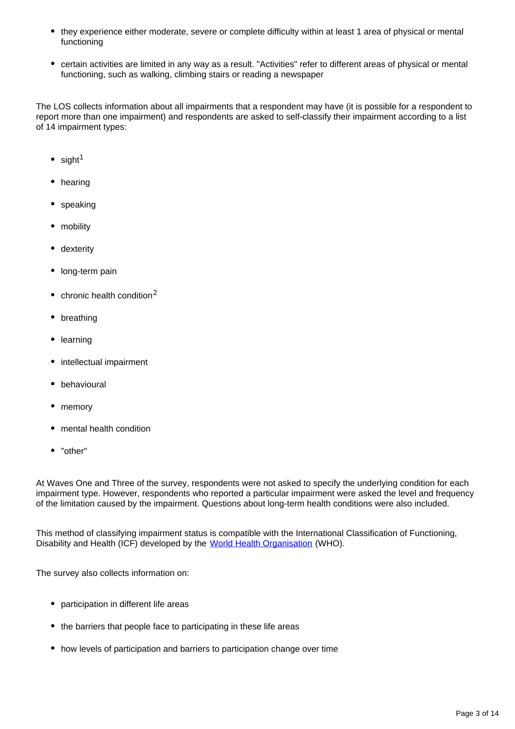- they experience either moderate, severe or complete difficulty within at least 1 area of physical or mental functioning
- certain activities are limited in any way as a result. "Activities" refer to different areas of physical or mental functioning, such as walking, climbing stairs or reading a newspaper

The LOS collects information about all impairments that a respondent may have (it is possible for a respondent to report more than one impairment) and respondents are asked to self-classify their impairment according to a list of 14 impairment types:

- sight[1]
- hearing
- speaking
- mobility
- dexterity
- long-term pain
- chronic health condition[2]
- breathing
- learning
- intellectual impairment
- behavioural
- memory
- mental health condition
- "other"

At Waves One and Three of the survey, respondents were not asked to specify the underlying condition for each impairment type. However, respondents who reported a particular impairment were asked the level and frequency of the limitation caused by the impairment. Questions about long-term health conditions were also included.

This method of classifying impairment status is compatible with the International Classification of Functioning, Disability and Health (ICF) developed by the [World Health Organisation](#) (WHO).

The survey also collects information on:

- participation in different life areas
- the barriers that people face to participating in these life areas
- how levels of participation and barriers to participation change over time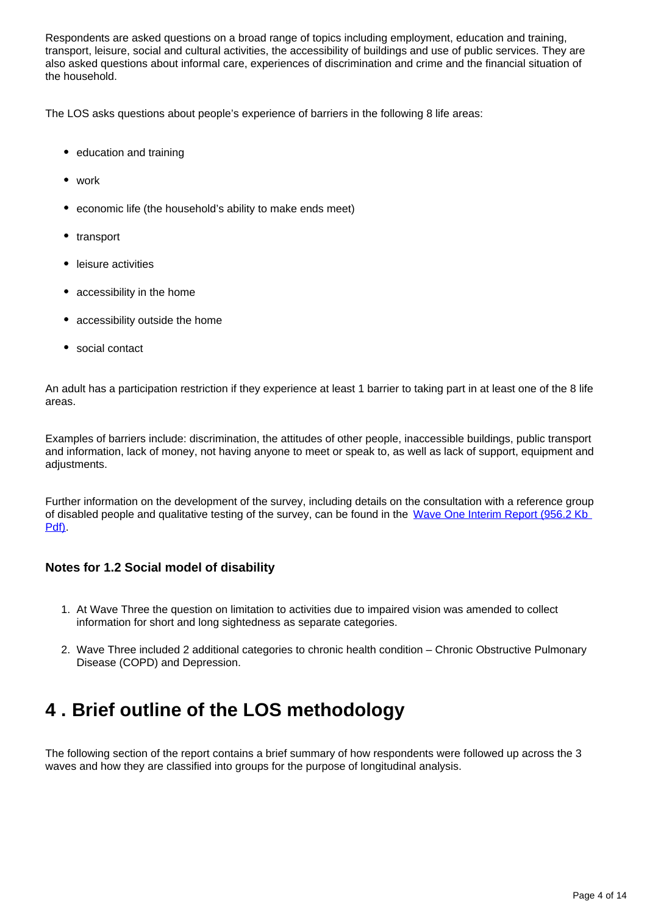Respondents are asked questions on a broad range of topics including employment, education and training, transport, leisure, social and cultural activities, the accessibility of buildings and use of public services. They are also asked questions about informal care, experiences of discrimination and crime and the financial situation of the household.

The LOS asks questions about people's experience of barriers in the following 8 life areas:

- education and training
- work
- economic life (the household's ability to make ends meet)
- transport
- leisure activities
- accessibility in the home
- accessibility outside the home
- social contact

An adult has a participation restriction if they experience at least 1 barrier to taking part in at least one of the 8 life areas.

Examples of barriers include: discrimination, the attitudes of other people, inaccessible buildings, public transport and information, lack of money, not having anyone to meet or speak to, as well as lack of support, equipment and adjustments.

Further information on the development of the survey, including details on the consultation with a reference group of disabled people and qualitative testing of the survey, can be found in the [Wave One Interim Report (956.2 Kb Pdf)](#).

### Notes for 1.2 Social model of disability

1. At Wave Three the question on limitation to activities due to impaired vision was amended to collect information for short and long sightedness as separate categories.
2. Wave Three included 2 additional categories to chronic health condition – Chronic Obstructive Pulmonary Disease (COPD) and Depression.

## 4 . Brief outline of the LOS methodology

The following section of the report contains a brief summary of how respondents were followed up across the 3 waves and how they are classified into groups for the purpose of longitudinal analysis.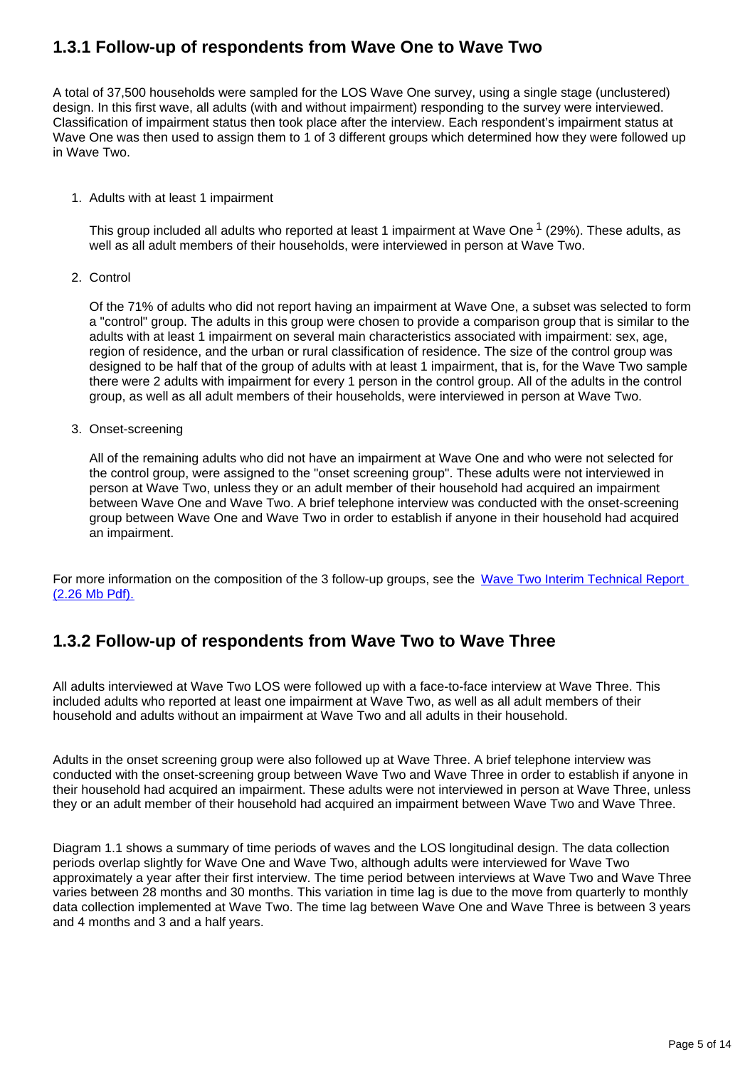## 1.3.1 Follow-up of respondents from Wave One to Wave Two

A total of 37,500 households were sampled for the LOS Wave One survey, using a single stage (unclustered) design. In this first wave, all adults (with and without impairment) responding to the survey were interviewed. Classification of impairment status then took place after the interview. Each respondent's impairment status at Wave One was then used to assign them to 1 of 3 different groups which determined how they were followed up in Wave Two.

1. Adults with at least 1 impairment

   This group included all adults who reported at least 1 impairment at Wave One [1] (29%). These adults, as well as all adult members of their households, were interviewed in person at Wave Two.

2. Control

   Of the 71% of adults who did not report having an impairment at Wave One, a subset was selected to form a "control" group. The adults in this group were chosen to provide a comparison group that is similar to the adults with at least 1 impairment on several main characteristics associated with impairment: sex, age, region of residence, and the urban or rural classification of residence. The size of the control group was designed to be half that of the group of adults with at least 1 impairment, that is, for the Wave Two sample there were 2 adults with impairment for every 1 person in the control group. All of the adults in the control group, as well as all adult members of their households, were interviewed in person at Wave Two.

3. Onset-screening

   All of the remaining adults who did not have an impairment at Wave One and who were not selected for the control group, were assigned to the "onset screening group". These adults were not interviewed in person at Wave Two, unless they or an adult member of their household had acquired an impairment between Wave One and Wave Two. A brief telephone interview was conducted with the onset-screening group between Wave One and Wave Two in order to establish if anyone in their household had acquired an impairment.

For more information on the composition of the 3 follow-up groups, see the [Wave Two Interim Technical Report (2.26 Mb Pdf).]

## 1.3.2 Follow-up of respondents from Wave Two to Wave Three

All adults interviewed at Wave Two LOS were followed up with a face-to-face interview at Wave Three. This included adults who reported at least one impairment at Wave Two, as well as all adult members of their household and adults without an impairment at Wave Two and all adults in their household.

Adults in the onset screening group were also followed up at Wave Three. A brief telephone interview was conducted with the onset-screening group between Wave Two and Wave Three in order to establish if anyone in their household had acquired an impairment. These adults were not interviewed in person at Wave Three, unless they or an adult member of their household had acquired an impairment between Wave Two and Wave Three.

Diagram 1.1 shows a summary of time periods of waves and the LOS longitudinal design. The data collection periods overlap slightly for Wave One and Wave Two, although adults were interviewed for Wave Two approximately a year after their first interview. The time period between interviews at Wave Two and Wave Three varies between 28 months and 30 months. This variation in time lag is due to the move from quarterly to monthly data collection implemented at Wave Two. The time lag between Wave One and Wave Three is between 3 years and 4 months and 3 and a half years.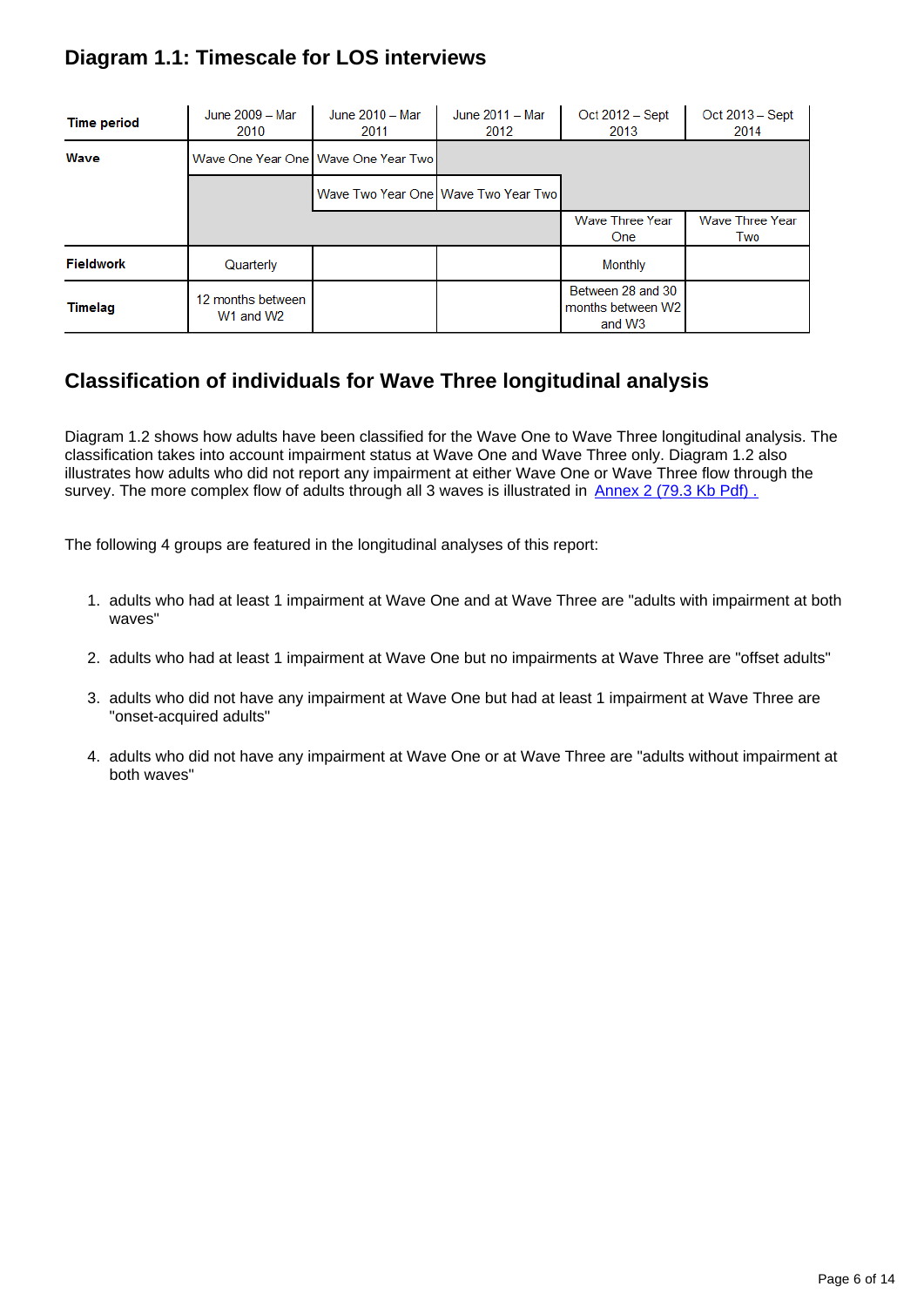## Diagram 1.1: Timescale for LOS interviews

| Time period | June 2009 – Mar 2010 | June 2010 – Mar 2011 | June 2011 – Mar 2012 | Oct 2012 – Sept 2013 | Oct 2013 – Sept 2014 |
|---|---|---|---|---|---|
| Wave | Wave One Year One | Wave One Year Two | | | |
| | | Wave Two Year One | Wave Two Year Two | | |
| | | | | Wave Three Year One | Wave Three Year Two |
| Fieldwork | Quarterly | | | Monthly | |
| Timelag | 12 months between W1 and W2 | | | Between 28 and 30 months between W2 and W3 | |

## Classification of individuals for Wave Three longitudinal analysis

Diagram 1.2 shows how adults have been classified for the Wave One to Wave Three longitudinal analysis. The classification takes into account impairment status at Wave One and Wave Three only. Diagram 1.2 also illustrates how adults who did not report any impairment at either Wave One or Wave Three flow through the survey. The more complex flow of adults through all 3 waves is illustrated in [Annex 2 (79.3 Kb Pdf) .](#)

The following 4 groups are featured in the longitudinal analyses of this report:

1. adults who had at least 1 impairment at Wave One and at Wave Three are "adults with impairment at both waves"
2. adults who had at least 1 impairment at Wave One but no impairments at Wave Three are "offset adults"
3. adults who did not have any impairment at Wave One but had at least 1 impairment at Wave Three are "onset-acquired adults"
4. adults who did not have any impairment at Wave One or at Wave Three are "adults without impairment at both waves"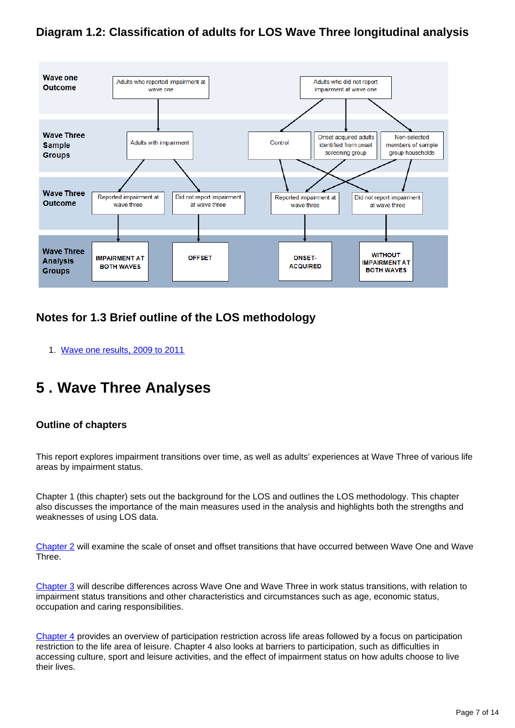### Diagram 1.2: Classification of adults for LOS Wave Three longitudinal analysis

**Wave one Outcome**
- Adults who reported impairment at wave one
- Adults who did not report impairment at wave one

**Wave Three Sample Groups**
- Adults with impairment
- Control
- Onset acquired adults identified from onset screening group
- Non-selected members of sample group households

**Wave Three Outcome**
- Reported impairment at wave three
- Did not report impairment at wave three
- Reported impairment at wave three
- Did not report impairment at wave three

**Wave Three Analysis Groups**
- IMPAIRMENT AT BOTH WAVES
- OFFSET
- ONSET-ACQUIRED
- WITHOUT IMPAIRMENT AT BOTH WAVES

### Notes for 1.3 Brief outline of the LOS methodology

1. Wave one results, 2009 to 2011

# 5 . Wave Three Analyses

### Outline of chapters

This report explores impairment transitions over time, as well as adults' experiences at Wave Three of various life areas by impairment status.

Chapter 1 (this chapter) sets out the background for the LOS and outlines the LOS methodology. This chapter also discusses the importance of the main measures used in the analysis and highlights both the strengths and weaknesses of using LOS data.

Chapter 2 will examine the scale of onset and offset transitions that have occurred between Wave One and Wave Three.

Chapter 3 will describe differences across Wave One and Wave Three in work status transitions, with relation to impairment status transitions and other characteristics and circumstances such as age, economic status, occupation and caring responsibilities.

Chapter 4 provides an overview of participation restriction across life areas followed by a focus on participation restriction to the life area of leisure. Chapter 4 also looks at barriers to participation, such as difficulties in accessing culture, sport and leisure activities, and the effect of impairment status on how adults choose to live their lives.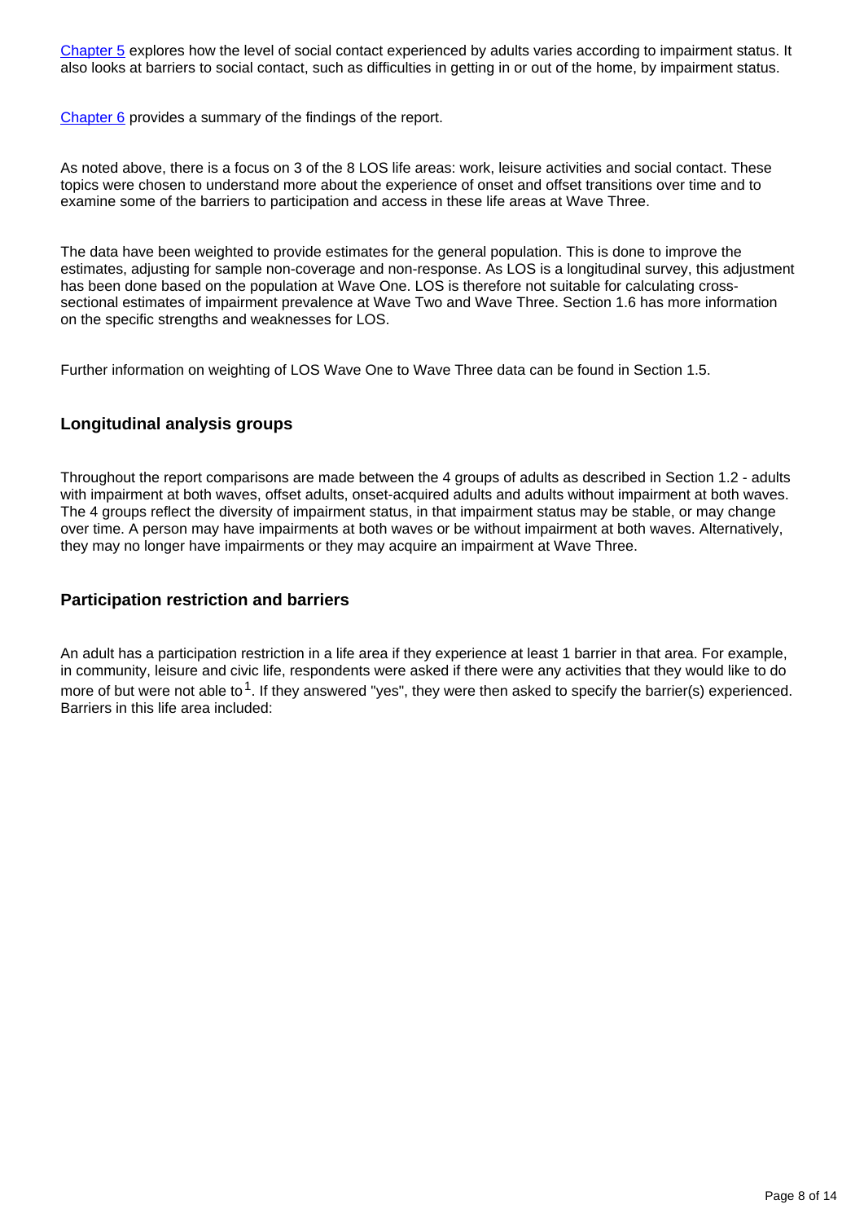[Chapter 5](#) explores how the level of social contact experienced by adults varies according to impairment status. It also looks at barriers to social contact, such as difficulties in getting in or out of the home, by impairment status.

[Chapter 6](#) provides a summary of the findings of the report.

As noted above, there is a focus on 3 of the 8 LOS life areas: work, leisure activities and social contact. These topics were chosen to understand more about the experience of onset and offset transitions over time and to examine some of the barriers to participation and access in these life areas at Wave Three.

The data have been weighted to provide estimates for the general population. This is done to improve the estimates, adjusting for sample non-coverage and non-response. As LOS is a longitudinal survey, this adjustment has been done based on the population at Wave One. LOS is therefore not suitable for calculating cross-sectional estimates of impairment prevalence at Wave Two and Wave Three. Section 1.6 has more information on the specific strengths and weaknesses for LOS.

Further information on weighting of LOS Wave One to Wave Three data can be found in Section 1.5.

### Longitudinal analysis groups

Throughout the report comparisons are made between the 4 groups of adults as described in Section 1.2 - adults with impairment at both waves, offset adults, onset-acquired adults and adults without impairment at both waves. The 4 groups reflect the diversity of impairment status, in that impairment status may be stable, or may change over time. A person may have impairments at both waves or be without impairment at both waves. Alternatively, they may no longer have impairments or they may acquire an impairment at Wave Three.

### Participation restriction and barriers

An adult has a participation restriction in a life area if they experience at least 1 barrier in that area. For example, in community, leisure and civic life, respondents were asked if there were any activities that they would like to do more of but were not able to[1]. If they answered "yes", they were then asked to specify the barrier(s) experienced. Barriers in this life area included: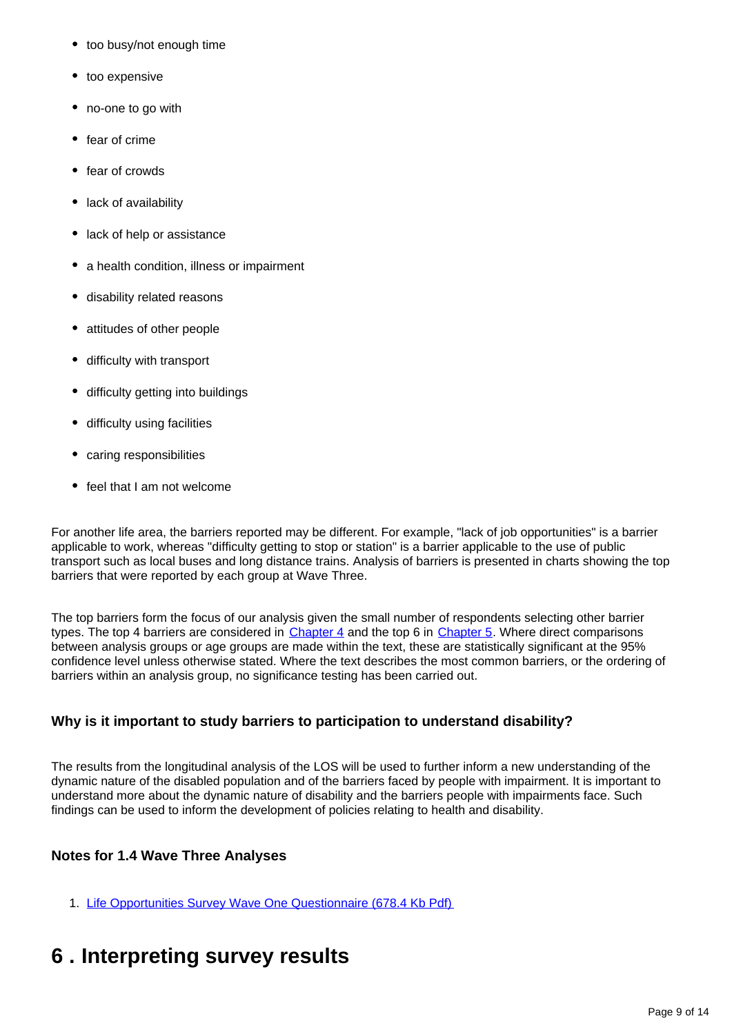- too busy/not enough time
- too expensive
- no-one to go with
- fear of crime
- fear of crowds
- lack of availability
- lack of help or assistance
- a health condition, illness or impairment
- disability related reasons
- attitudes of other people
- difficulty with transport
- difficulty getting into buildings
- difficulty using facilities
- caring responsibilities
- feel that I am not welcome

For another life area, the barriers reported may be different. For example, "lack of job opportunities" is a barrier applicable to work, whereas "difficulty getting to stop or station" is a barrier applicable to the use of public transport such as local buses and long distance trains. Analysis of barriers is presented in charts showing the top barriers that were reported by each group at Wave Three.

The top barriers form the focus of our analysis given the small number of respondents selecting other barrier types. The top 4 barriers are considered in Chapter 4 and the top 6 in Chapter 5. Where direct comparisons between analysis groups or age groups are made within the text, these are statistically significant at the 95% confidence level unless otherwise stated. Where the text describes the most common barriers, or the ordering of barriers within an analysis group, no significance testing has been carried out.

### Why is it important to study barriers to participation to understand disability?

The results from the longitudinal analysis of the LOS will be used to further inform a new understanding of the dynamic nature of the disabled population and of the barriers faced by people with impairment. It is important to understand more about the dynamic nature of disability and the barriers people with impairments face. Such findings can be used to inform the development of policies relating to health and disability.

### Notes for 1.4 Wave Three Analyses

1. Life Opportunities Survey Wave One Questionnaire (678.4 Kb Pdf)

# 6 . Interpreting survey results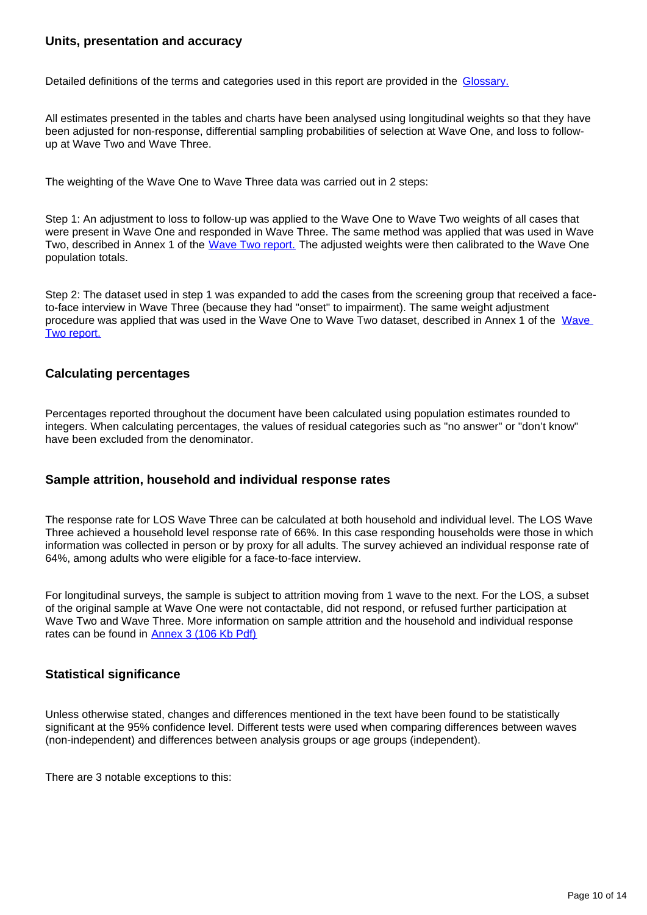## Units, presentation and accuracy

Detailed definitions of the terms and categories used in this report are provided in the [Glossary.](#)

All estimates presented in the tables and charts have been analysed using longitudinal weights so that they have been adjusted for non-response, differential sampling probabilities of selection at Wave One, and loss to follow-up at Wave Two and Wave Three.

The weighting of the Wave One to Wave Three data was carried out in 2 steps:

Step 1: An adjustment to loss to follow-up was applied to the Wave One to Wave Two weights of all cases that were present in Wave One and responded in Wave Three. The same method was applied that was used in Wave Two, described in Annex 1 of the [Wave Two report.](#) The adjusted weights were then calibrated to the Wave One population totals.

Step 2: The dataset used in step 1 was expanded to add the cases from the screening group that received a face-to-face interview in Wave Three (because they had "onset" to impairment). The same weight adjustment procedure was applied that was used in the Wave One to Wave Two dataset, described in Annex 1 of the [Wave Two report.](#)

## Calculating percentages

Percentages reported throughout the document have been calculated using population estimates rounded to integers. When calculating percentages, the values of residual categories such as "no answer" or "don't know" have been excluded from the denominator.

## Sample attrition, household and individual response rates

The response rate for LOS Wave Three can be calculated at both household and individual level. The LOS Wave Three achieved a household level response rate of 66%. In this case responding households were those in which information was collected in person or by proxy for all adults. The survey achieved an individual response rate of 64%, among adults who were eligible for a face-to-face interview.

For longitudinal surveys, the sample is subject to attrition moving from 1 wave to the next. For the LOS, a subset of the original sample at Wave One were not contactable, did not respond, or refused further participation at Wave Two and Wave Three. More information on sample attrition and the household and individual response rates can be found in [Annex 3 (106 Kb Pdf)](#)

## Statistical significance

Unless otherwise stated, changes and differences mentioned in the text have been found to be statistically significant at the 95% confidence level. Different tests were used when comparing differences between waves (non-independent) and differences between analysis groups or age groups (independent).

There are 3 notable exceptions to this: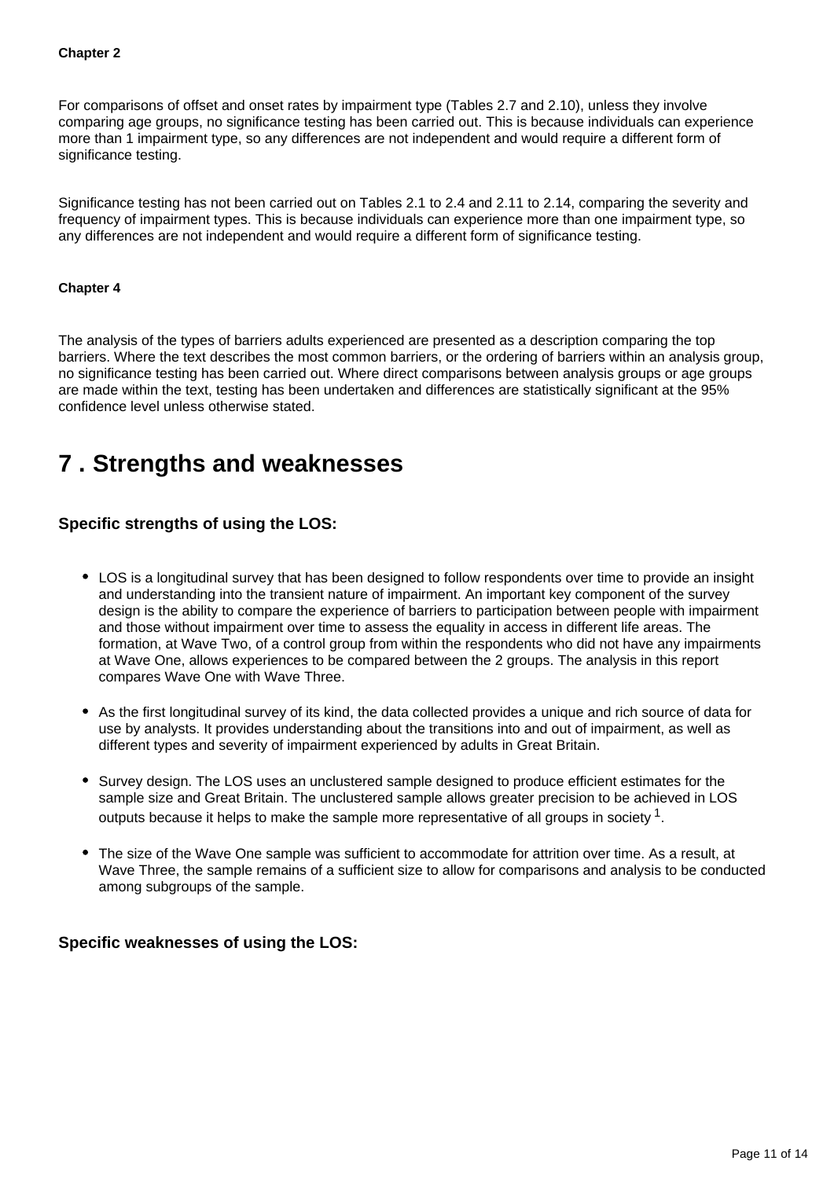#### Chapter 2

For comparisons of offset and onset rates by impairment type (Tables 2.7 and 2.10), unless they involve comparing age groups, no significance testing has been carried out. This is because individuals can experience more than 1 impairment type, so any differences are not independent and would require a different form of significance testing.

Significance testing has not been carried out on Tables 2.1 to 2.4 and 2.11 to 2.14, comparing the severity and frequency of impairment types. This is because individuals can experience more than one impairment type, so any differences are not independent and would require a different form of significance testing.

#### Chapter 4

The analysis of the types of barriers adults experienced are presented as a description comparing the top barriers. Where the text describes the most common barriers, or the ordering of barriers within an analysis group, no significance testing has been carried out. Where direct comparisons between analysis groups or age groups are made within the text, testing has been undertaken and differences are statistically significant at the 95% confidence level unless otherwise stated.

## 7 . Strengths and weaknesses

### Specific strengths of using the LOS:

- LOS is a longitudinal survey that has been designed to follow respondents over time to provide an insight and understanding into the transient nature of impairment. An important key component of the survey design is the ability to compare the experience of barriers to participation between people with impairment and those without impairment over time to assess the equality in access in different life areas. The formation, at Wave Two, of a control group from within the respondents who did not have any impairments at Wave One, allows experiences to be compared between the 2 groups. The analysis in this report compares Wave One with Wave Three.
- As the first longitudinal survey of its kind, the data collected provides a unique and rich source of data for use by analysts. It provides understanding about the transitions into and out of impairment, as well as different types and severity of impairment experienced by adults in Great Britain.
- Survey design. The LOS uses an unclustered sample designed to produce efficient estimates for the sample size and Great Britain. The unclustered sample allows greater precision to be achieved in LOS outputs because it helps to make the sample more representative of all groups in society [1].
- The size of the Wave One sample was sufficient to accommodate for attrition over time. As a result, at Wave Three, the sample remains of a sufficient size to allow for comparisons and analysis to be conducted among subgroups of the sample.

### Specific weaknesses of using the LOS: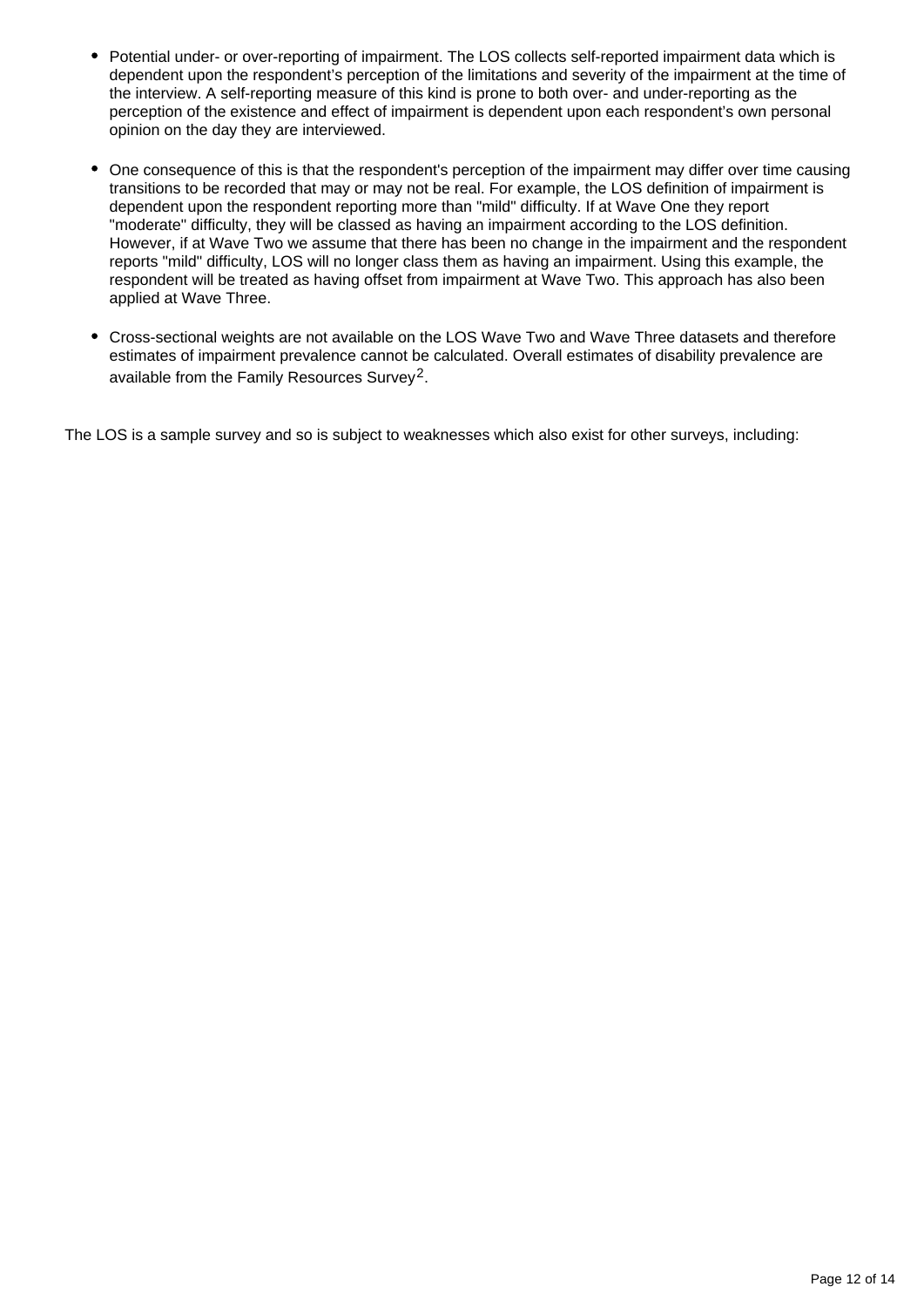- Potential under- or over-reporting of impairment. The LOS collects self-reported impairment data which is dependent upon the respondent's perception of the limitations and severity of the impairment at the time of the interview. A self-reporting measure of this kind is prone to both over- and under-reporting as the perception of the existence and effect of impairment is dependent upon each respondent's own personal opinion on the day they are interviewed.

- One consequence of this is that the respondent's perception of the impairment may differ over time causing transitions to be recorded that may or may not be real. For example, the LOS definition of impairment is dependent upon the respondent reporting more than "mild" difficulty. If at Wave One they report "moderate" difficulty, they will be classed as having an impairment according to the LOS definition. However, if at Wave Two we assume that there has been no change in the impairment and the respondent reports "mild" difficulty, LOS will no longer class them as having an impairment. Using this example, the respondent will be treated as having offset from impairment at Wave Two. This approach has also been applied at Wave Three.

- Cross-sectional weights are not available on the LOS Wave Two and Wave Three datasets and therefore estimates of impairment prevalence cannot be calculated. Overall estimates of disability prevalence are available from the Family Resources Survey[2].

The LOS is a sample survey and so is subject to weaknesses which also exist for other surveys, including: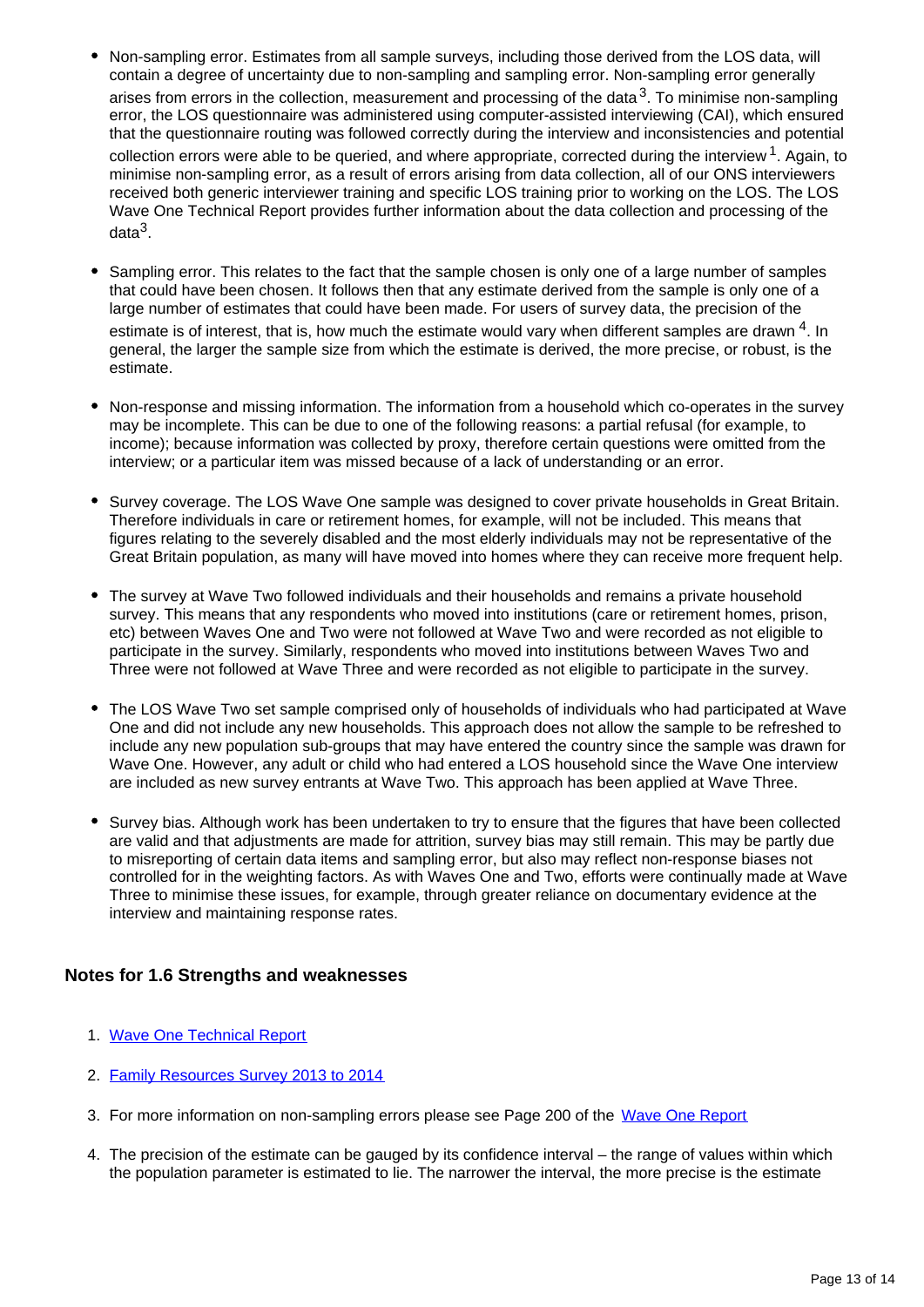- Non-sampling error. Estimates from all sample surveys, including those derived from the LOS data, will contain a degree of uncertainty due to non-sampling and sampling error. Non-sampling error generally arises from errors in the collection, measurement and processing of the data[3]. To minimise non-sampling error, the LOS questionnaire was administered using computer-assisted interviewing (CAI), which ensured that the questionnaire routing was followed correctly during the interview and inconsistencies and potential collection errors were able to be queried, and where appropriate, corrected during the interview[1]. Again, to minimise non-sampling error, as a result of errors arising from data collection, all of our ONS interviewers received both generic interviewer training and specific LOS training prior to working on the LOS. The LOS Wave One Technical Report provides further information about the data collection and processing of the data[3].

- Sampling error. This relates to the fact that the sample chosen is only one of a large number of samples that could have been chosen. It follows then that any estimate derived from the sample is only one of a large number of estimates that could have been made. For users of survey data, the precision of the estimate is of interest, that is, how much the estimate would vary when different samples are drawn[4]. In general, the larger the sample size from which the estimate is derived, the more precise, or robust, is the estimate.

- Non-response and missing information. The information from a household which co-operates in the survey may be incomplete. This can be due to one of the following reasons: a partial refusal (for example, to income); because information was collected by proxy, therefore certain questions were omitted from the interview; or a particular item was missed because of a lack of understanding or an error.

- Survey coverage. The LOS Wave One sample was designed to cover private households in Great Britain. Therefore individuals in care or retirement homes, for example, will not be included. This means that figures relating to the severely disabled and the most elderly individuals may not be representative of the Great Britain population, as many will have moved into homes where they can receive more frequent help.

- The survey at Wave Two followed individuals and their households and remains a private household survey. This means that any respondents who moved into institutions (care or retirement homes, prison, etc) between Waves One and Two were not followed at Wave Two and were recorded as not eligible to participate in the survey. Similarly, respondents who moved into institutions between Waves Two and Three were not followed at Wave Three and were recorded as not eligible to participate in the survey.

- The LOS Wave Two set sample comprised only of households of individuals who had participated at Wave One and did not include any new households. This approach does not allow the sample to be refreshed to include any new population sub-groups that may have entered the country since the sample was drawn for Wave One. However, any adult or child who had entered a LOS household since the Wave One interview are included as new survey entrants at Wave Two. This approach has been applied at Wave Three.

- Survey bias. Although work has been undertaken to try to ensure that the figures that have been collected are valid and that adjustments are made for attrition, survey bias may still remain. This may be partly due to misreporting of certain data items and sampling error, but also may reflect non-response biases not controlled for in the weighting factors. As with Waves One and Two, efforts were continually made at Wave Three to minimise these issues, for example, through greater reliance on documentary evidence at the interview and maintaining response rates.

### Notes for 1.6 Strengths and weaknesses

1. Wave One Technical Report
2. Family Resources Survey 2013 to 2014
3. For more information on non-sampling errors please see Page 200 of the Wave One Report
4. The precision of the estimate can be gauged by its confidence interval – the range of values within which the population parameter is estimated to lie. The narrower the interval, the more precise is the estimate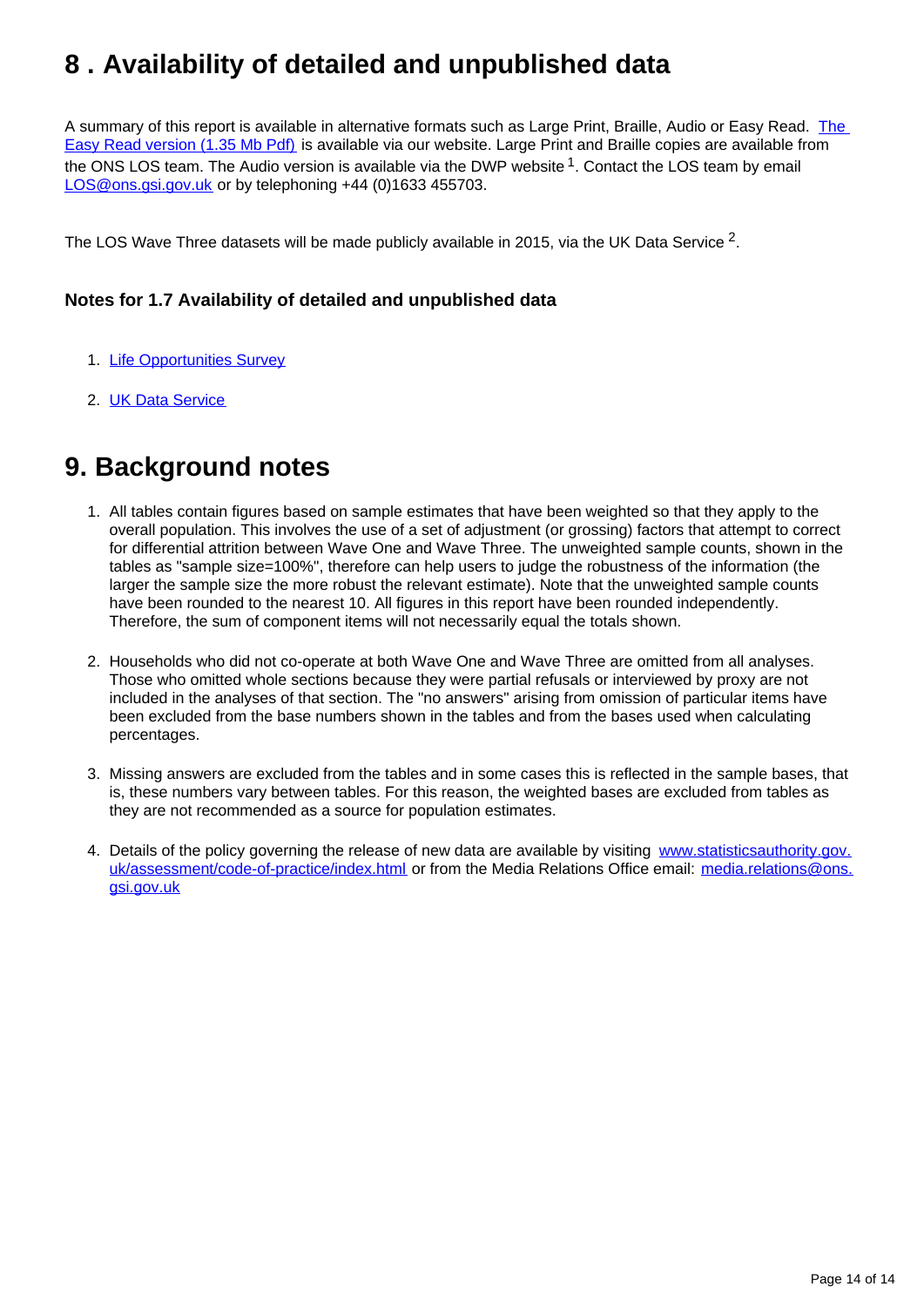# 8 . Availability of detailed and unpublished data

A summary of this report is available in alternative formats such as Large Print, Braille, Audio or Easy Read. The Easy Read version (1.35 Mb Pdf) is available via our website. Large Print and Braille copies are available from the ONS LOS team. The Audio version is available via the DWP website [1]. Contact the LOS team by email LOS@ons.gsi.gov.uk or by telephoning +44 (0)1633 455703.

The LOS Wave Three datasets will be made publicly available in 2015, via the UK Data Service [2].

### Notes for 1.7 Availability of detailed and unpublished data

1. Life Opportunities Survey
2. UK Data Service

# 9. Background notes

1. All tables contain figures based on sample estimates that have been weighted so that they apply to the overall population. This involves the use of a set of adjustment (or grossing) factors that attempt to correct for differential attrition between Wave One and Wave Three. The unweighted sample counts, shown in the tables as "sample size=100%", therefore can help users to judge the robustness of the information (the larger the sample size the more robust the relevant estimate). Note that the unweighted sample counts have been rounded to the nearest 10. All figures in this report have been rounded independently. Therefore, the sum of component items will not necessarily equal the totals shown.

2. Households who did not co-operate at both Wave One and Wave Three are omitted from all analyses. Those who omitted whole sections because they were partial refusals or interviewed by proxy are not included in the analyses of that section. The "no answers" arising from omission of particular items have been excluded from the base numbers shown in the tables and from the bases used when calculating percentages.

3. Missing answers are excluded from the tables and in some cases this is reflected in the sample bases, that is, these numbers vary between tables. For this reason, the weighted bases are excluded from tables as they are not recommended as a source for population estimates.

4. Details of the policy governing the release of new data are available by visiting www.statisticsauthority.gov.uk/assessment/code-of-practice/index.html or from the Media Relations Office email: media.relations@ons.gsi.gov.uk